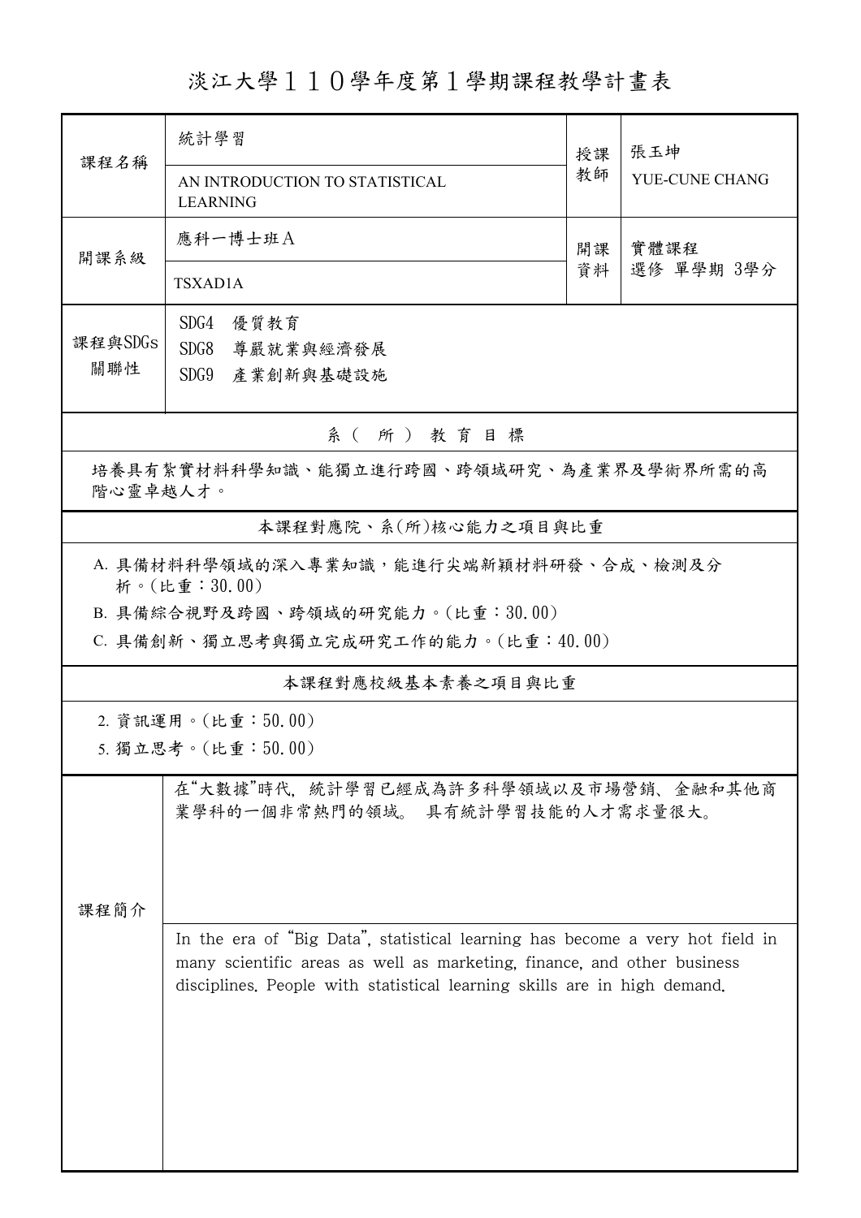# 淡江大學１１０學年度第１學期課程教學計畫表

| 課程名稱 | 統計學習<br>AN INTRODUCTION TO STATISTICAL LEARNING | 授課教師 | 張玉坤<br>YUE-CUNE CHANG |
|---|---|---|---|
| 開課系級 | 應科一博士班Ａ<br>TSXAD1A | 開課資料 | 實體課程<br>選修 單學期 3學分 |
| 課程與SDGs關聯性 | SDG4　優質教育<br>SDG8　尊嚴就業與經濟發展<br>SDG9　產業創新與基礎設施 | | |

## 系（所）教育目標

培養具有紮實材料科學知識、能獨立進行跨國、跨領域研究、為產業界及學術界所需的高階心靈卓越人才。

## 本課程對應院、系(所)核心能力之項目與比重

A. 具備材料科學領域的深入專業知識，能進行尖端新穎材料研發、合成、檢測及分析。(比重：30.00)

B. 具備綜合視野及跨國、跨領域的研究能力。(比重：30.00)

C. 具備創新、獨立思考與獨立完成研究工作的能力。(比重：40.00)

## 本課程對應校級基本素養之項目與比重

2. 資訊運用。(比重：50.00)

5. 獨立思考。(比重：50.00)

## 課程簡介

在"大數據"時代，統計學習已經成為許多科學領域以及市場營銷、金融和其他商業學科的一個非常熱門的領域。 具有統計學習技能的人才需求量很大。

In the era of "Big Data", statistical learning has become a very hot field in many scientific areas as well as marketing, finance, and other business disciplines. People with statistical learning skills are in high demand.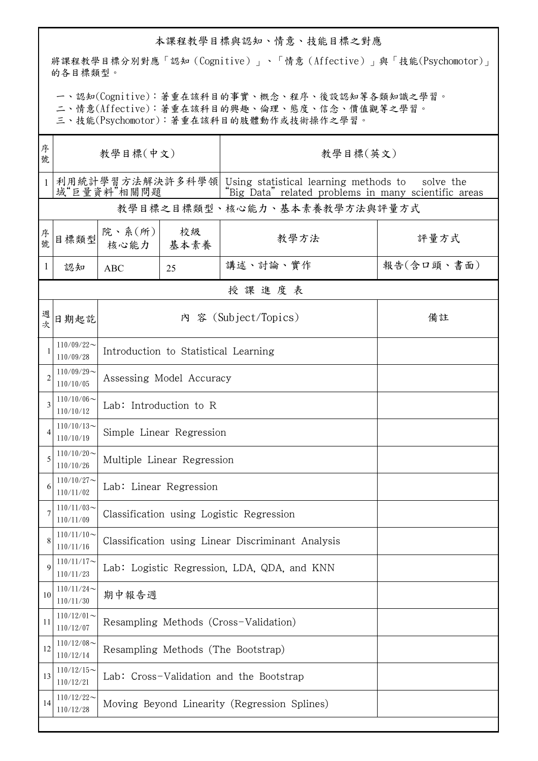## 本課程教學目標與認知、情意、技能目標之對應

將課程教學目標分別對應「認知（Cognitive）」、「情意（Affective）」與「技能(Psychomotor)」的各目標類型。

一、認知(Cognitive)：著重在該科目的事實、概念、程序、後設認知等各類知識之學習。
二、情意(Affective)：著重在該科目的興趣、倫理、態度、信念、價值觀等之學習。
三、技能(Psychomotor)：著重在該科目的肢體動作或技術操作之學習。

| 序號 | 教學目標(中文) | 教學目標(英文) |
|---|---|---|
| 1 | 利用統計學習方法解決許多科學領域“巨量資料”相關問題 | Using statistical learning methods to solve the “Big Data” related problems in many scientific areas |

### 教學目標之目標類型、核心能力、基本素養教學方法與評量方式

| 序號 | 目標類型 | 院、系(所)核心能力 | 校級基本素養 | 教學方法 | 評量方式 |
|---|---|---|---|---|---|
| 1 | 認知 | ABC | 25 | 講述、討論、實作 | 報告(含口頭、書面) |

### 授 課 進 度 表

| 週次 | 日期起訖 | 內 容 (Subject/Topics) | 備註 |
|---|---|---|---|
| 1 | 110/09/22～110/09/28 | Introduction to Statistical Learning | |
| 2 | 110/09/29～110/10/05 | Assessing Model Accuracy | |
| 3 | 110/10/06～110/10/12 | Lab: Introduction to R | |
| 4 | 110/10/13～110/10/19 | Simple Linear Regression | |
| 5 | 110/10/20～110/10/26 | Multiple Linear Regression | |
| 6 | 110/10/27～110/11/02 | Lab: Linear Regression | |
| 7 | 110/11/03～110/11/09 | Classification using Logistic Regression | |
| 8 | 110/11/10～110/11/16 | Classification using Linear Discriminant Analysis | |
| 9 | 110/11/17～110/11/23 | Lab: Logistic Regression, LDA, QDA, and KNN | |
| 10 | 110/11/24～110/11/30 | 期中報告週 | |
| 11 | 110/12/01～110/12/07 | Resampling Methods (Cross-Validation) | |
| 12 | 110/12/08～110/12/14 | Resampling Methods (The Bootstrap) | |
| 13 | 110/12/15～110/12/21 | Lab: Cross-Validation and the Bootstrap | |
| 14 | 110/12/22～110/12/28 | Moving Beyond Linearity (Regression Splines) | |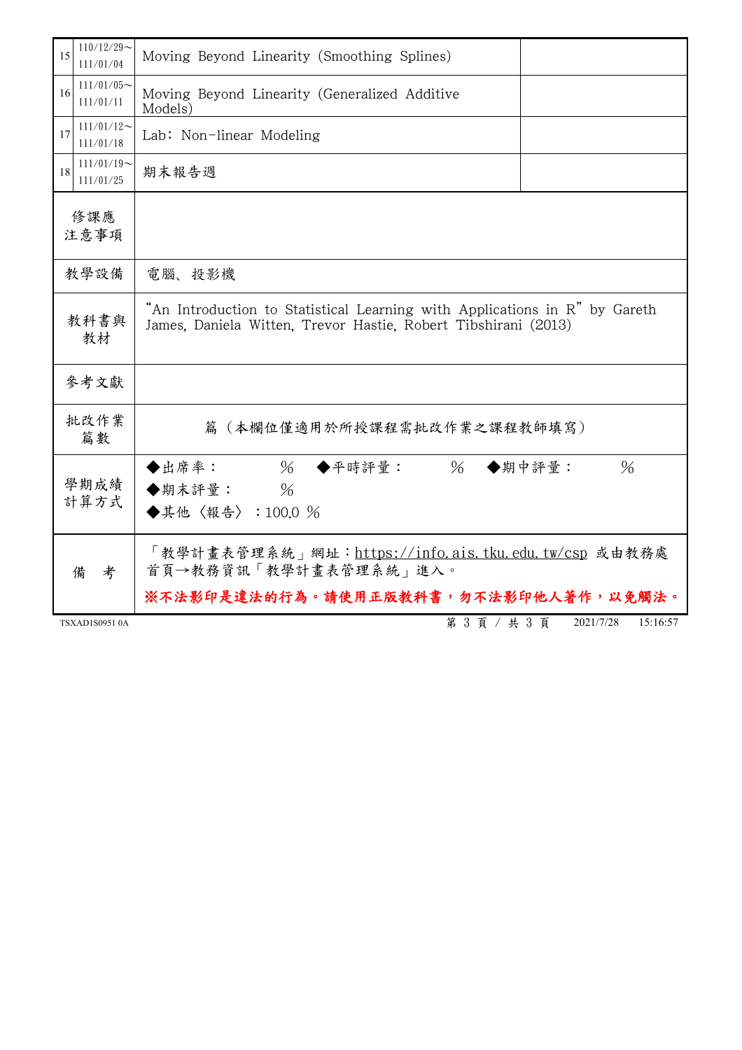| | | | |
|---|---|---|---|
| 15 | 110/12/29～111/01/04 | Moving Beyond Linearity (Smoothing Splines) | |
| 16 | 111/01/05～111/01/11 | Moving Beyond Linearity (Generalized Additive Models) | |
| 17 | 111/01/12～111/01/18 | Lab: Non-linear Modeling | |
| 18 | 111/01/19～111/01/25 | 期末報告週 | |

| | |
|---|---|
| 修課應注意事項 | |
| 教學設備 | 電腦、投影機 |
| 教科書與教材 | "An Introduction to Statistical Learning with Applications in R" by Gareth James, Daniela Witten, Trevor Hastie, Robert Tibshirani (2013) |
| 參考文獻 | |
| 批改作業篇數 | 篇（本欄位僅適用於所授課程需批改作業之課程教師填寫） |
| 學期成績計算方式 | ◆出席率： ％ ◆平時評量： ％ ◆期中評量： ％<br>◆期末評量： ％<br>◆其他〈報告〉：100.0 ％ |
| 備 考 | 「教學計畫表管理系統」網址：https://info.ais.tku.edu.tw/csp 或由教務處首頁→教務資訊「教學計畫表管理系統」進入。<br>**※不法影印是違法的行為。請使用正版教科書，勿不法影印他人著作，以免觸法。** |

TSXAD1S0951 0A 2021/7/28 15:16:57